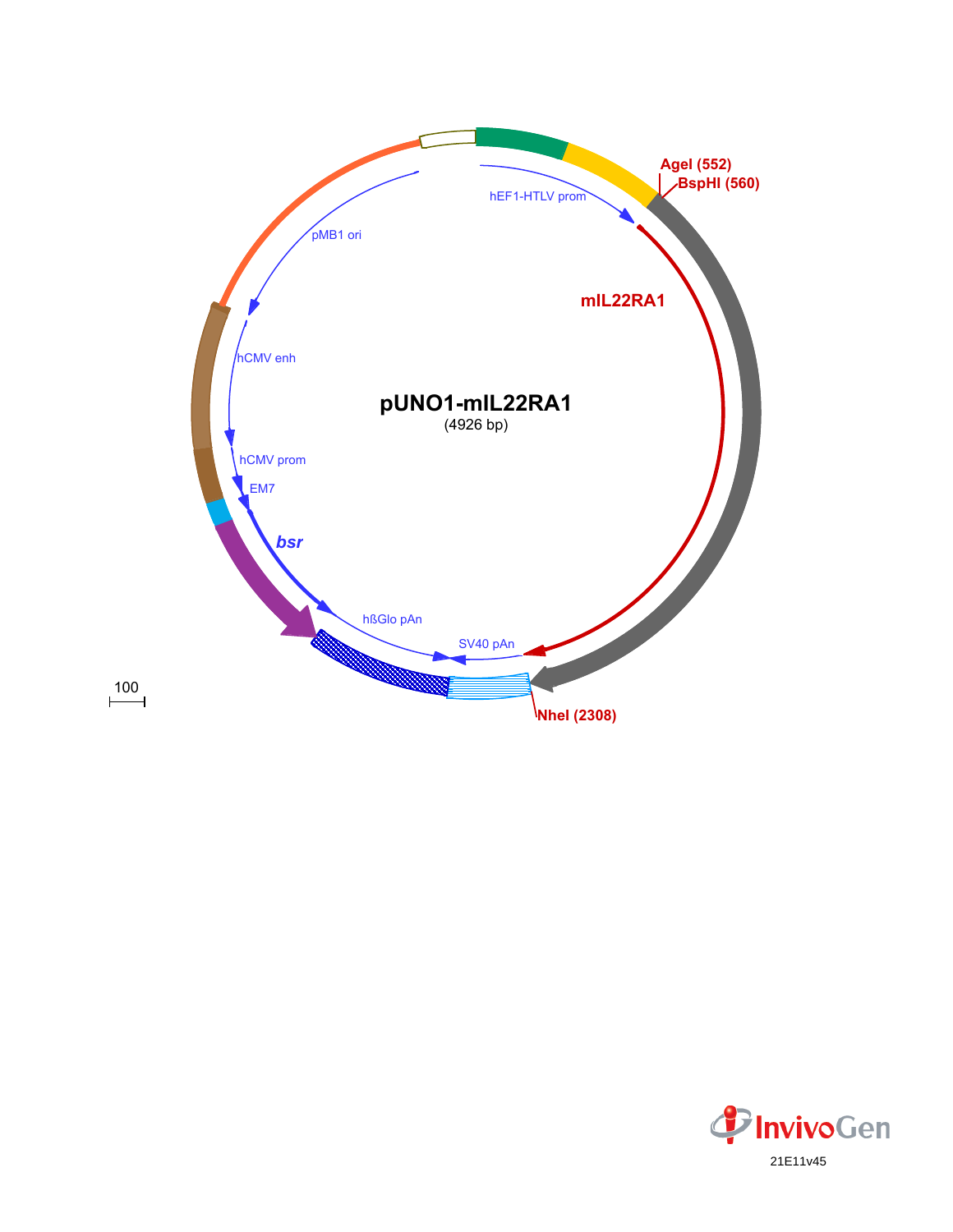pUNO1-mIL22RA1
(4926 bp)

AgeI (552)
BspHI (560)
hEF1-HTLV prom
mIL22RA1
pMB1 ori
hCMV enh
hCMV prom
EM7
*bsr*
hßGlo pAn
SV40 pAn
NheI (2308)

100

InvivoGen

21E11v45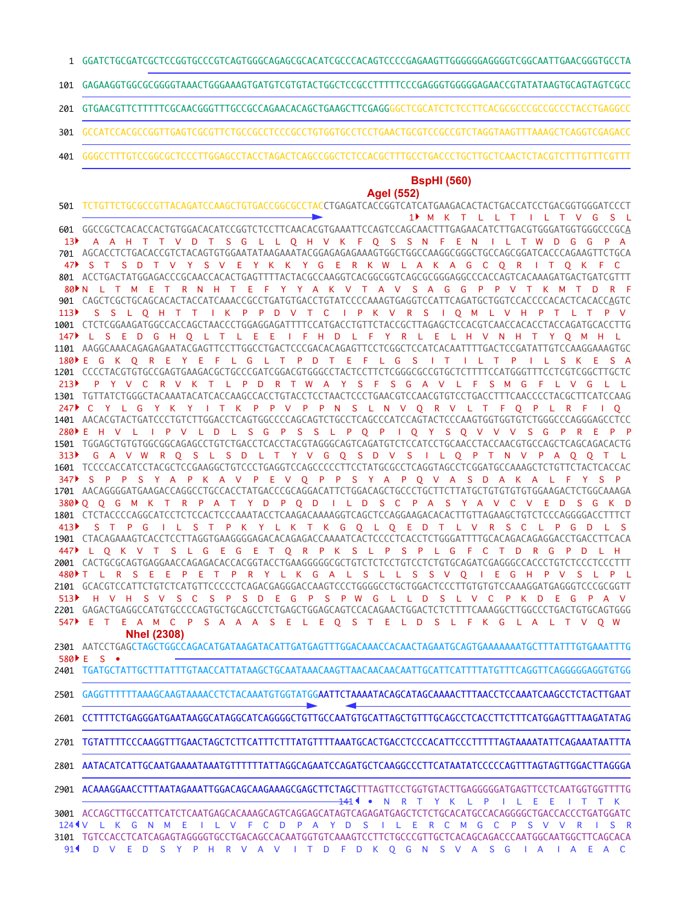```
1    GGATCTGCGATCGCTCCGGTGCCCGTCAGTGGGCAGAGCGCACATCGCCCACAGTCCCCGAGAAGTTGGGGGGAGGGGTCGGCAATTGAACGGGTGCCTA

101  GAGAAGGTGGCGCGGGGTAAACTGGGAAAGTGATGTCGTGTACTGGCTCCGCCTTTTTCCCGAGGGTGGGGGAGAACCGTATATAAGTGCAGTAGTCGCC

201  GTGAACGTTCTTTTTCGCAACGGGTTTGCCGCCAGAACACAGCTGAAGCTTCGAGGGGCTCGCATCTCTCCTTCACGCGCCCGCCGCCCTACCTGAGGCC

301  GCCATCCACGCCGGTTGAGTCGCGTTCTGCCGCCTCCCGCCTGTGGTGCCTCCTGAACTGCGTCCGCCGTCTAGGTAAGTTTAAAGCTCAGGTCGAGACC

401  GGGCCTTTGTCCGGCGCTCCCTTGGAGCCTACCTAGACTCAGCCGGCTCTCCACGCTTTGCCTGACCCTGCTTGCTCAACTCTACGTCTTTGTTTCGTTT

                                                                                 BspHI (560)
                                                                  AgeI (552)
501  TCTGTTCTGCGCCGTTACAGATCCAAGCTGTGACCGGCGCCTACCTGAGATCACCGGTCATCATGAAGACACTACTGACCATCCTGACGGTGGGATCCCT
                                                                             1▸ M  K  T  L  L  T  I  L  T  V  G  S  L
601  GGCCGCTCACACCACTGTGGACACATCCGGTCTCCTTCAACACGTGAAATTCCAGTCCAGCAACTTTGAGAACATCTTGACGTGGGATGGTGGGCCCGCA
13▸   A  A  H  T  T  V  D  T  S  G  L  L  Q  H  V  K  F  Q  S  S  N  F  E  N  I  L  T  W  D  G  G  P  A
701  AGCACCTCTGACACCGTCTACAGTGTGGAATATAAGAAATACGGAGAGAGAAAGTGGCTGGCCAAGGCGGGCTGCCAGCGGATCACCCAGAAGTTCTGCA
47▸   S  T  S  D  T  V  Y  S  V  E  Y  K  K  Y  G  E  R  K  W  L  A  K  A  G  C  Q  R  I  T  Q  K  F  C
801  ACCTGACTATGGAGACCCGCAACCACACTGAGTTTTACTACGCCAAGGTCACGGCGGTCAGCGCGGGAGGCCCACCAGTCACAAAGATGACTGATCGTTT
80▸  N  L  T  M  E  T  R  N  H  T  E  F  Y  Y  A  K  V  T  A  V  S  A  G  G  P  P  V  T  K  M  T  D  R  F
901  CAGCTCGCTGCAGCACACTACCATCAAACCGCCTGATGTGACCTGTATCCCCAAAGTGAGGTCCATTCAGATGCTGGTCCACCCCACACTCACACCAGTC
113▸    S  S  L  Q  H  T  T  I  K  P  P  D  V  T  C  I  P  K  V  R  S  I  Q  M  L  V  H  P  T  L  T  P  V
1001 CTCTCGGAAGATGGCCACCAGCTAACCCTGGAGGAGATTTTCCATGACCTGTTCTACCGCTTAGAGCTCCACGTCAACCACACCTACCAGATGCACCTTG
147▸  L  S  E  D  G  H  Q  L  T  L  E  E  I  F  H  D  L  F  Y  R  L  E  L  H  V  N  H  T  Y  Q  M  H  L
1101 AAGGCAAACAGAGAGAATACGAGTTCCTTGGCCTGACTCCCGACACAGAGTTCCTCGGCTCCATCACAATTTTGACTCCGATATTGTCCAAGGAAAGTGC
180▸ E  G  K  Q  R  E  Y  E  F  L  G  L  T  P  D  T  E  F  L  G  S  I  T  I  L  T  P  I  L  S  K  E  S  A
1201 CCCCTACGTGTGCCGAGTGAAGACGCTGCCCGATCGGACGTGGGCCTACTCCTTCTCGGGCGCCGTGCTCTTTTCCATGGGTTTCCTCGTCGGCTTGCTC
213▸    P  Y  V  C  R  V  K  T  L  P  D  R  T  W  A  Y  S  F  S  G  A  V  L  F  S  M  G  F  L  V  G  L  L
1301 TGTTATCTGGGCTACAAATACATCACCAAGCCACCTGTACCTCCTAACTCCCTGAACGTCCAACGTGTCCTGACCTTTCAACCCCTACGCTTCATCCAAG
247▸  C  Y  L  G  Y  K  Y  I  T  K  P  P  V  P  P  N  S  L  N  V  Q  R  V  L  T  F  Q  P  L  R  F  I  Q
1401 AACACGTACTGATCCCTGTCTTGGACCTCAGTGGCCCCAGCAGTCTGCCTCAGCCCATCCAGTACTCCCAAGTGGTGGTGTCTGGGCCCAGGGAGCCTCC
280▸ E  H  V  L  I  P  V  L  D  L  S  G  P  S  S  L  P  Q  P  I  Q  Y  S  Q  V  V  V  S  G  P  R  E  P  P
1501 TGGAGCTGTGTGGCGGCAGAGCCTGTCTGACCTCACCTACGTAGGGCAGTCAGATGTCTCCATCCTGCAACCTACCAACGTGCCAGCTCAGCAGACACTG
313▸    G  A  V  W  R  Q  S  L  S  D  L  T  Y  V  G  Q  S  D  V  S  I  L  Q  P  T  N  V  P  A  Q  Q  T  L
1601 TCCCCACCATCCTACGCTCCGAAGGCTGTCCCTGAGGTCCAGCCCCCTTCCTATGCGCCTCAGGTAGCCTCGGATGCCAAAGCTCTGTTCTACTCACCAC
347▸  S  P  P  S  Y  A  P  K  A  V  P  E  V  Q  P  P  S  Y  A  P  Q  V  A  S  D  A  K  A  L  F  Y  S  P
1701 AACAGGGGATGAAGACCAGGCCTGCCACCTATGACCCGCAGGACATTCTGGACAGCTGCCCTGCTTCTTATGCTGTGTGTGTGGAAGACTCTGGCAAAGA
380▸ Q  Q  G  M  K  T  R  P  A  T  Y  D  P  Q  D  I  L  D  S  C  P  A  S  Y  A  V  C  V  E  D  S  G  K  D
1801 CTCTACCCCAGGCATCCTCTCCACTCCCAAATACCTCAAGACAAAAGGTCAGCTCCAGGAAGACACACTTGTTAGAAGCTGTCTCCCAGGGGACCTTTCT
413▸    S  T  P  G  I  L  S  T  P  K  Y  L  K  T  K  G  Q  L  Q  E  D  T  L  V  R  S  C  L  P  G  D  L  S
1901 CTACAGAAAGTCACCTCCTTAGGTGAAGGGGAGACACAGAGACCAAAATCACTCCCCTCACCTCTGGGATTTTGCACAGACAGAGGACCTGACCTTCACA
447▸  L  Q  K  V  T  S  L  G  E  G  E  T  Q  R  P  K  S  L  P  S  P  L  G  F  C  T  D  R  G  P  D  L  H
2001 CACTGCGCAGTGAGGAACCAGAGACACCACGGTACCTGAAGGGGGCGCTGTCTCTCCTGTCCTCTGTGCAGATCGAGGGCCACCCTGTCTCCCTCCCTTT
480▸ T  L  R  S  E  E  P  E  T  P  R  Y  L  K  G  A  L  S  L  L  S  S  V  Q  I  E  G  H  P  V  S  L  P  L
2101 GCACGTCCATTCTGTCTCATGTTCCCCCTCAGACGAGGGACCAAGTCCCTGGGGCCTGCTGGACTCCCTTGTGTGTCCAAAGGATGAGGGTCCCGCGGTT
513▸    H  V  H  S  V  S  C  S  P  S  D  E  G  P  S  P  W  G  L  L  D  S  L  V  C  P  K  D  E  G  P  A  V
2201 GAGACTGAGGCCATGTGCCCCAGTGCTGCAGCCTCTGAGCTGGAGCAGTCCACAGAACTGGACTCTCTTTTCAAAGGCTTGGCCCTGACTGTGCAGTGGG
547▸  E  T  E  A  M  C  P  S  A  A  A  S  E  L  E  Q  S  T  E  L  D  S  L  F  K  G  L  A  L  T  V  Q  W
          NheI (2308)
2301 AATCCTGAGCTAGCTGGCCAGACATGATAAGATACATTGATGAGTTTGGACAAACCACAACTAGAATGCAGTGAAAAAAATGCTTTATTTGTGAAATTTG
580▸ E  S  •
2401 TGATGCTATTGCTTTATTTGTAACCATTATAAGCTGCAATAAACAAGTTAACAACAACAATTGCATTCATTTTATGTTTCAGGTTCAGGGGGAGGTGTGG

2501 GAGGTTTTTTAAAGCAAGTAAAACCTCTACAAATGTGGTATGGAATTCTAAAATACAGCATAGCAAAACTTTAACCTCCAAATCAAGCCTCTACTTGAAT

2601 CCTTTTCTGAGGGATGAATAAGGCATAGGCATCAGGGGCTGTTGCCAATGTGCATTAGCTGTTTGCAGCCTCACCTTCTTTCATGGAGTTTAAGATATAG

2701 TGTATTTTCCCAAGGTTTGAACTAGCTCTTCATTTCTTTATGTTTTAAATGCACTGACCTCCCACATTCCCTTTTTAGTAAAATATTCAGAAATAATTTA

2801 AATACATCATTGCAATGAAAATAAATGTTTTTTATTAGGCAGAATCCAGATGCTCAAGGCCCTTCATAATATCCCCCAGTTTAGTAGTTGGACTTAGGGA

2901 ACAAAGGAACCTTTAATAGAAATTGGACAGCAAGAAAGCGAGCTTCTAGCTTTAGTTCCTGGTGTACTTGAGGGGGATGAGTTCCTCAATGGTGGTTTTG
                                                          141◂ •  N  R  T  Y  K  L  P  I  L  E  E  I  T  T  K
3001 ACCAGCTTGCCATTCATCTCAATGAGCACAAAGCAGTCAGGAGCATAGTCAGAGATGAGCTCTTCTGCACATGCCACAGGGGCTGACCACCCTGATGGATC
124◂ V  L  K  G  N  M  E  I  L  V  F  C  D  P  A  Y  D  S  I  L  E  R  C  M  G  C  P  S  V  V  R  I  S  R
3101 TGTCCACCTCATCAGAGTAGGGGTGCCTGACAGCCACAATGGTGTCAAAGTCCTTCTGCCCGTTGCTCACAGCAGACCCAATGGCAATGGCTTCAGCACA
91◂   D  V  E  D  S  Y  P  H  R  V  A  V  I  T  D  F  D  K  Q  G  N  S  V  A  S  G  I  A  I  A  E  A  C
```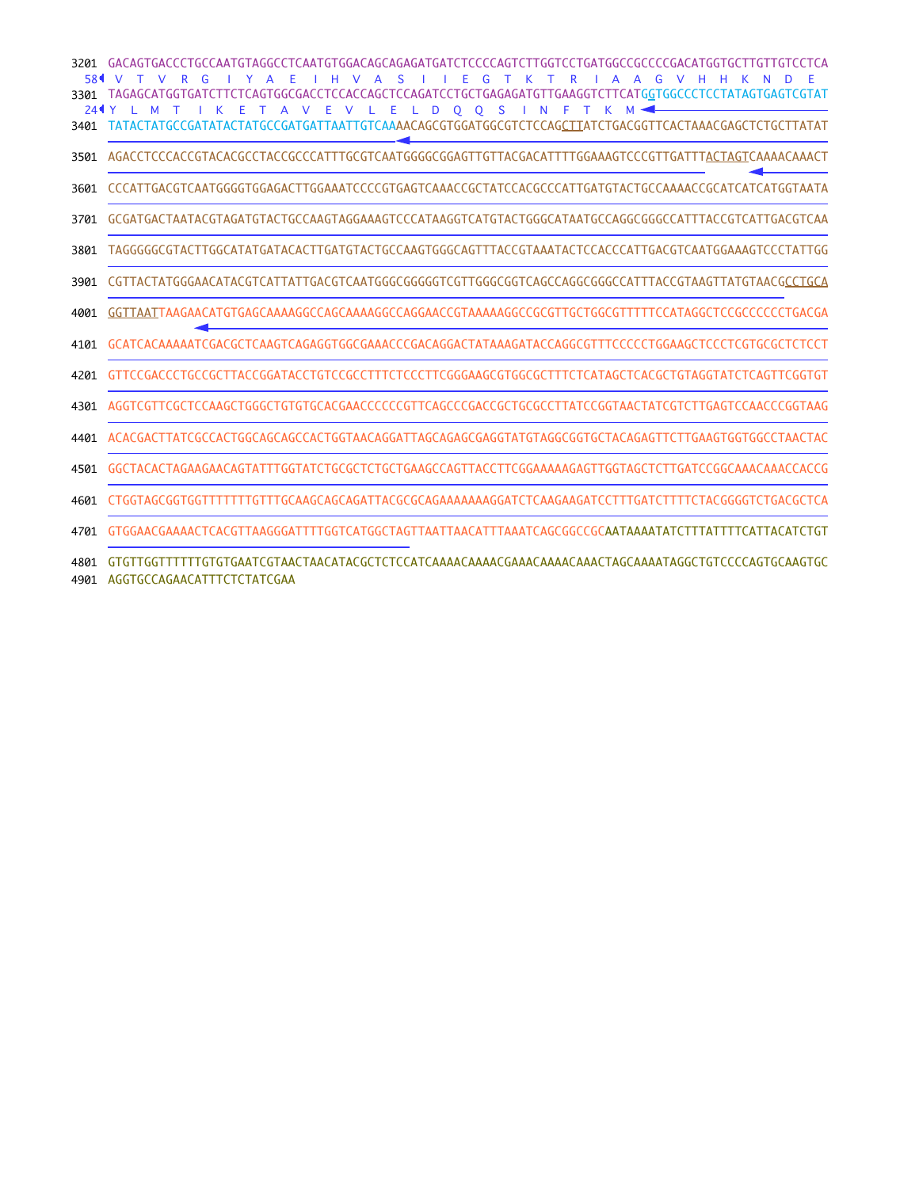```
3201 GACAGTGACCCTGCCAATGTAGGCCTCAATGTGGACAGCAGAGATGATCTCCCCAGTCTTGGTCCTGATGGCCGCCCCGACATGGTGCTTGTTGTCCTCA
  58◄ V  T  V  R  G  I  Y  A  E  I  H  V  A  S  I  I  E  G  T  K  T  R  I  A  A  G  V  H  H  K  N  D  E
3301 TAGAGCATGGTGATCTTCTCAGTGGCGACCTCCACCAGCTCCAGATCCTGCTGAGAGATGTTGAAGGTCTTCATGGTGGCCCTCCTATAGTGAGTCGTAT
  24◄ Y  L  M  T  I  K  E  T  A  V  E  V  L  E  L  D  Q  Q  S  I  N  F  T  K  M◄
3401 TATACTATGCCGATATACTATGCCGATGATTAATTGTCAAACAGCGTGGATGGCGTCTCCAGCTTATCTGACGGTTCACTAAACGAGCTCTGCTTATAT
3501 AGACCTCCCACCGTACACGCCTACCGCCCATTTGCGTCAATGGGGCGGAGTTGTTACGACATTTTGGAAAGTCCCGTTGATTTACTAGTCAAAACAAACT
3601 CCCATTGACGTCAATGGGGTGGAGACTTGGAAATCCCCGTGAGTCAAACCGCTATCCACGCCCATTGATGTACTGCCAAAACCGCATCATCATGGTAATA
3701 GCGATGACTAATACGTAGATGTACTGCCAAGTAGGAAAGTCCCATAAGGTCATGTACTGGGCATAATGCCAGGCGGGCCATTTACCGTCATTGACGTCAA
3801 TAGGGGGCGTACTTGGCATATGATACACTTGATGTACTGCCAAGTGGGCAGTTTACCGTAAATACTCCACCCATTGACGTCAATGGAAAGTCCCTATTGG
3901 CGTTACTATGGGAACATACGTCATTATTGACGTCAATGGGCGGGGGTCGTTGGGCGGTCAGCCAGGCGGGCCATTTACCGTAAGTTATGTAACGCCTGCA
4001 GGTTAATTAAGAACATGTGAGCAAAAGGCCAGCAAAAGGCCAGGAACCGTAAAAAGGCCGCGTTGCTGGCGTTTTTCCATAGGCTCCGCCCCCCTGACGA
4101 GCATCACAAAAATCGACGCTCAAGTCAGAGGTGGCGAAACCCGACAGGACTATAAAGATACCAGGCGTTTCCCCCTGGAAGCTCCCTCGTGCGCTCTCCT
4201 GTTCCGACCCTGCCGCTTACCGGATACCTGTCCGCCTTTCTCCCTTCGGGAAGCGTGGCGCTTTCTCATAGCTCACGCTGTAGGTATCTCAGTTCGGTGT
4301 AGGTCGTTCGCTCCAAGCTGGGCTGTGTGCACGAACCCCCCGTTCAGCCCGACCGCTGCGCCTTATCCGGTAACTATCGTCTTGAGTCCAACCCGGTAAG
4401 ACACGACTTATCGCCACTGGCAGCAGCCACTGGTAACAGGATTAGCAGAGCGAGGTATGTAGGCGGTGCTACAGAGTTCTTGAAGTGGTGGCCTAACTAC
4501 GGCTACACTAGAAGAACAGTATTTGGTATCTGCGCTCTGCTGAAGCCAGTTACCTTCGGAAAAAGAGTTGGTAGCTCTTGATCCGGCAAACAAACCACCG
4601 CTGGTAGCGGTGGTTTTTTTGTTTGCAAGCAGCAGATTACGCGCAGAAAAAAAGGATCTCAAGAAGATCCTTTGATCTTTTCTACGGGGTCTGACGCTCA
4701 GTGGAACGAAAACTCACGTTAAGGGATTTTGGTCATGGCTAGTTAATTAACATTTAAATCAGCGGCCGCAATAAAATATCTTTATTTTCATTACATCTGT
4801 GTGTTGGTTTTTTGTGTGAATCGTAACTAACATACGCTCTCCATCAAAACAAAACGAAACAAAACAAACTAGCAAAATAGGCTGTCCCCAGTGCAAGTGC
4901 AGGTGCCAGAACATTTCTCTATCGAA
```